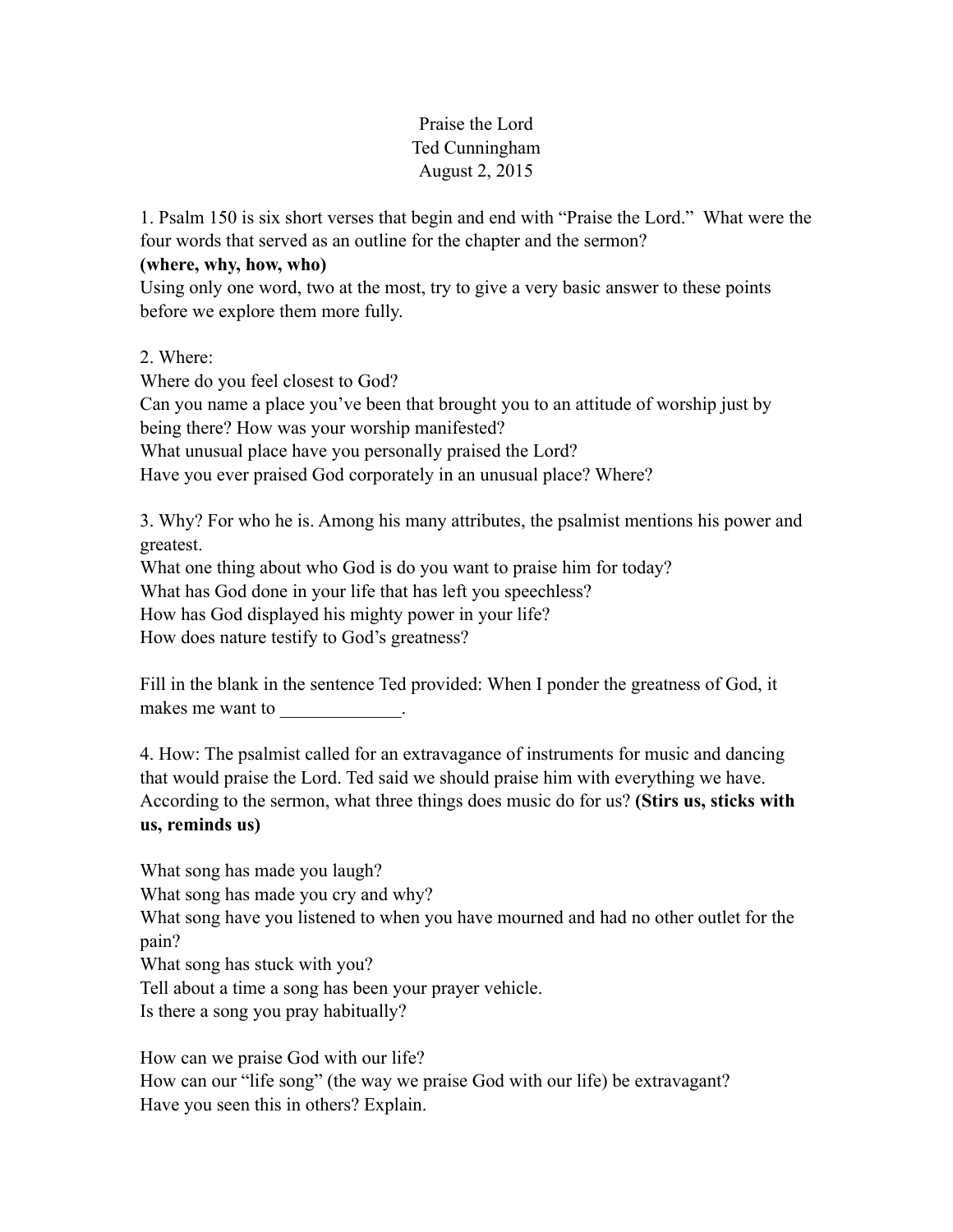# Praise the Lord
## Ted Cunningham
## August 2, 2015

1. Psalm 150 is six short verses that begin and end with "Praise the Lord." What were the four words that served as an outline for the chapter and the sermon?
**(where, why, how, who)**
Using only one word, two at the most, try to give a very basic answer to these points before we explore them more fully.

2. Where:
Where do you feel closest to God?
Can you name a place you've been that brought you to an attitude of worship just by being there? How was your worship manifested?
What unusual place have you personally praised the Lord?
Have you ever praised God corporately in an unusual place? Where?

3. Why? For who he is. Among his many attributes, the psalmist mentions his power and greatest.
What one thing about who God is do you want to praise him for today?
What has God done in your life that has left you speechless?
How has God displayed his mighty power in your life?
How does nature testify to God's greatness?

Fill in the blank in the sentence Ted provided: When I ponder the greatness of God, it makes me want to _____________.

4. How: The psalmist called for an extravagance of instruments for music and dancing that would praise the Lord. Ted said we should praise him with everything we have. According to the sermon, what three things does music do for us? **(Stirs us, sticks with us, reminds us)**

What song has made you laugh?
What song has made you cry and why?
What song have you listened to when you have mourned and had no other outlet for the pain?
What song has stuck with you?
Tell about a time a song has been your prayer vehicle.
Is there a song you pray habitually?

How can we praise God with our life?
How can our "life song" (the way we praise God with our life) be extravagant?
Have you seen this in others? Explain.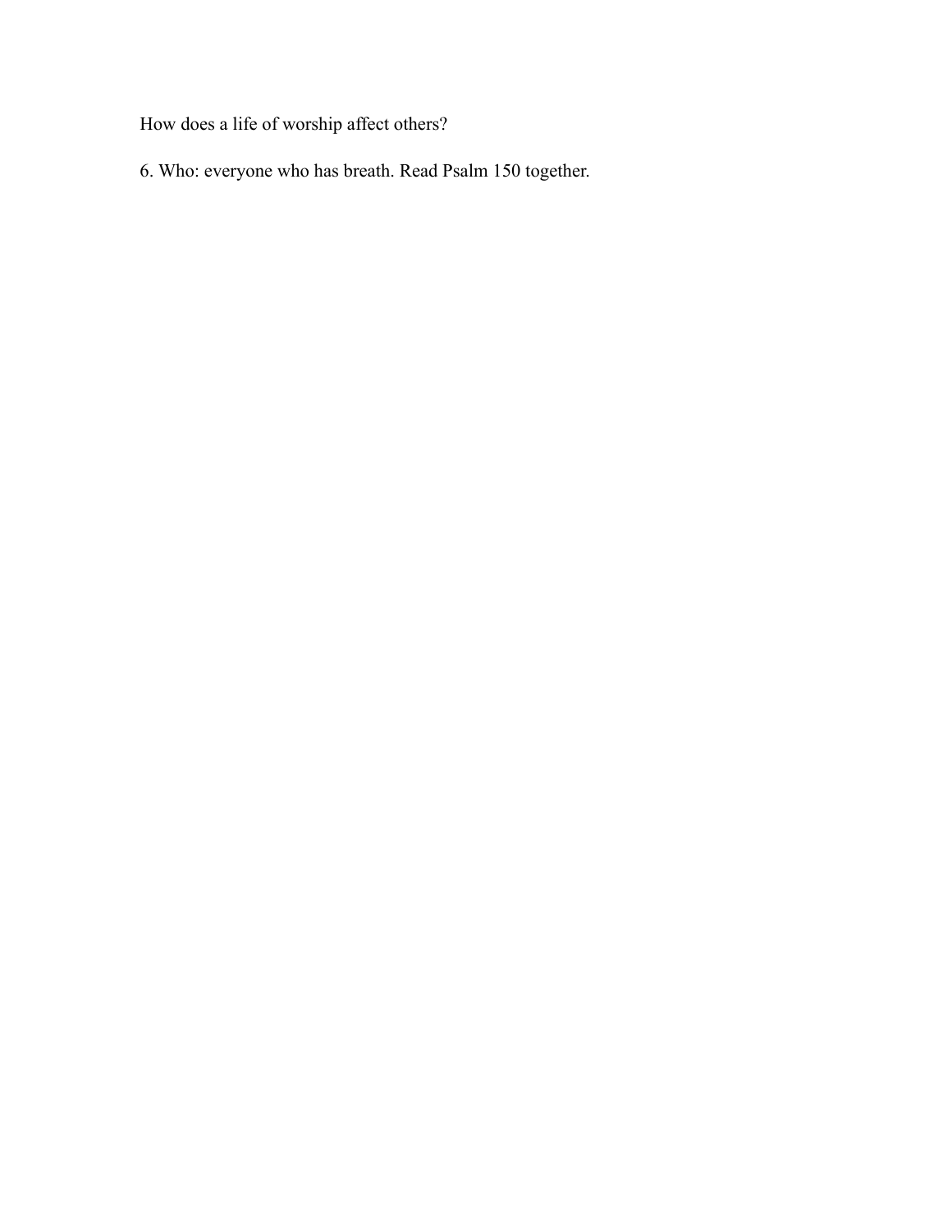How does a life of worship affect others?

6. Who: everyone who has breath. Read Psalm 150 together.